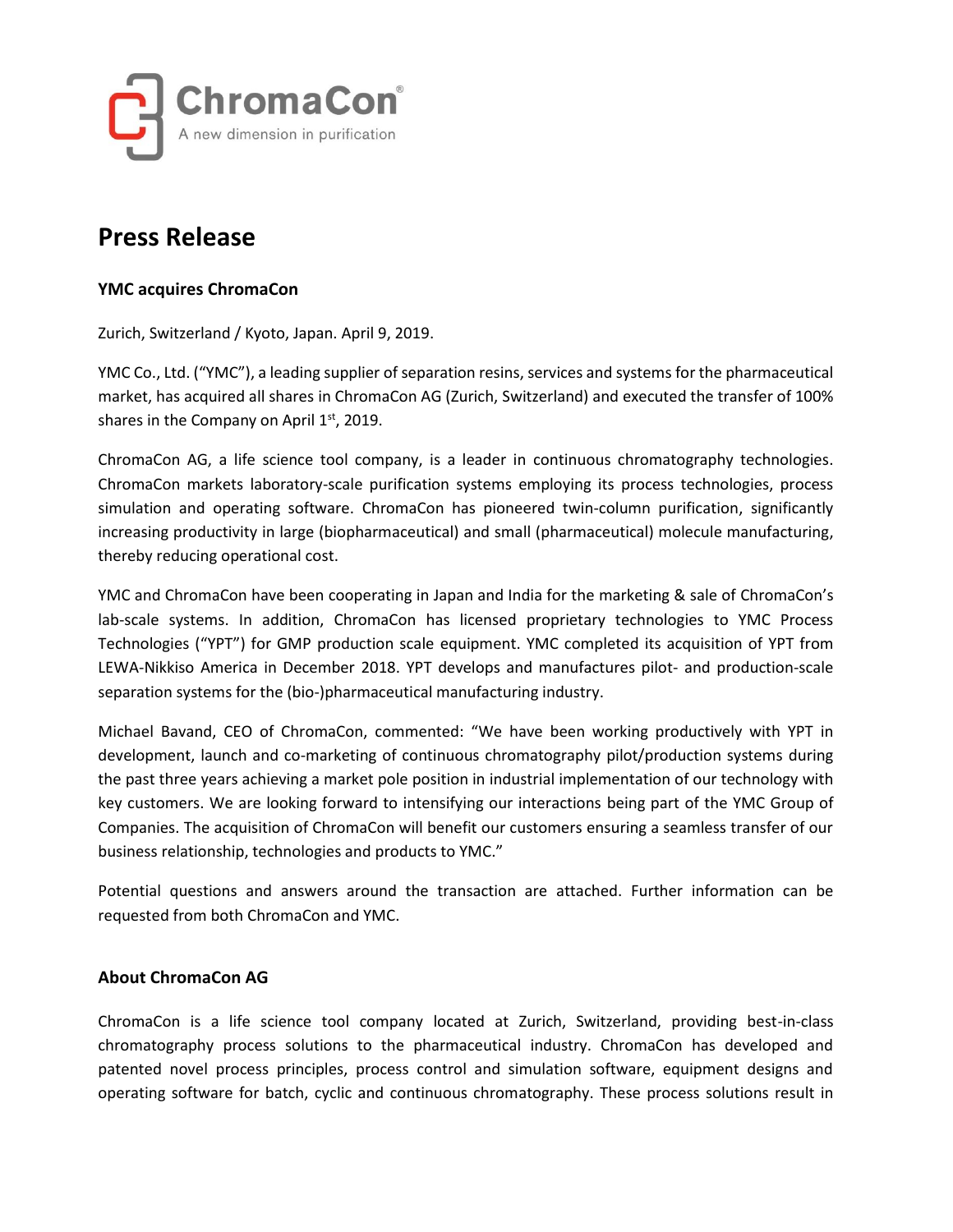ChromaCon®

A new dimension in purification

# Press Release

### YMC acquires ChromaCon

Zurich, Switzerland / Kyoto, Japan. April 9, 2019.

YMC Co., Ltd. ("YMC"), a leading supplier of separation resins, services and systems for the pharmaceutical market, has acquired all shares in ChromaCon AG (Zurich, Switzerland) and executed the transfer of 100% shares in the Company on April 1st, 2019.

ChromaCon AG, a life science tool company, is a leader in continuous chromatography technologies. ChromaCon markets laboratory-scale purification systems employing its process technologies, process simulation and operating software. ChromaCon has pioneered twin-column purification, significantly increasing productivity in large (biopharmaceutical) and small (pharmaceutical) molecule manufacturing, thereby reducing operational cost.

YMC and ChromaCon have been cooperating in Japan and India for the marketing & sale of ChromaCon's lab-scale systems. In addition, ChromaCon has licensed proprietary technologies to YMC Process Technologies ("YPT") for GMP production scale equipment. YMC completed its acquisition of YPT from LEWA-Nikkiso America in December 2018. YPT develops and manufactures pilot- and production-scale separation systems for the (bio-)pharmaceutical manufacturing industry.

Michael Bavand, CEO of ChromaCon, commented: "We have been working productively with YPT in development, launch and co-marketing of continuous chromatography pilot/production systems during the past three years achieving a market pole position in industrial implementation of our technology with key customers. We are looking forward to intensifying our interactions being part of the YMC Group of Companies. The acquisition of ChromaCon will benefit our customers ensuring a seamless transfer of our business relationship, technologies and products to YMC."

Potential questions and answers around the transaction are attached. Further information can be requested from both ChromaCon and YMC.

### About ChromaCon AG

ChromaCon is a life science tool company located at Zurich, Switzerland, providing best-in-class chromatography process solutions to the pharmaceutical industry. ChromaCon has developed and patented novel process principles, process control and simulation software, equipment designs and operating software for batch, cyclic and continuous chromatography. These process solutions result in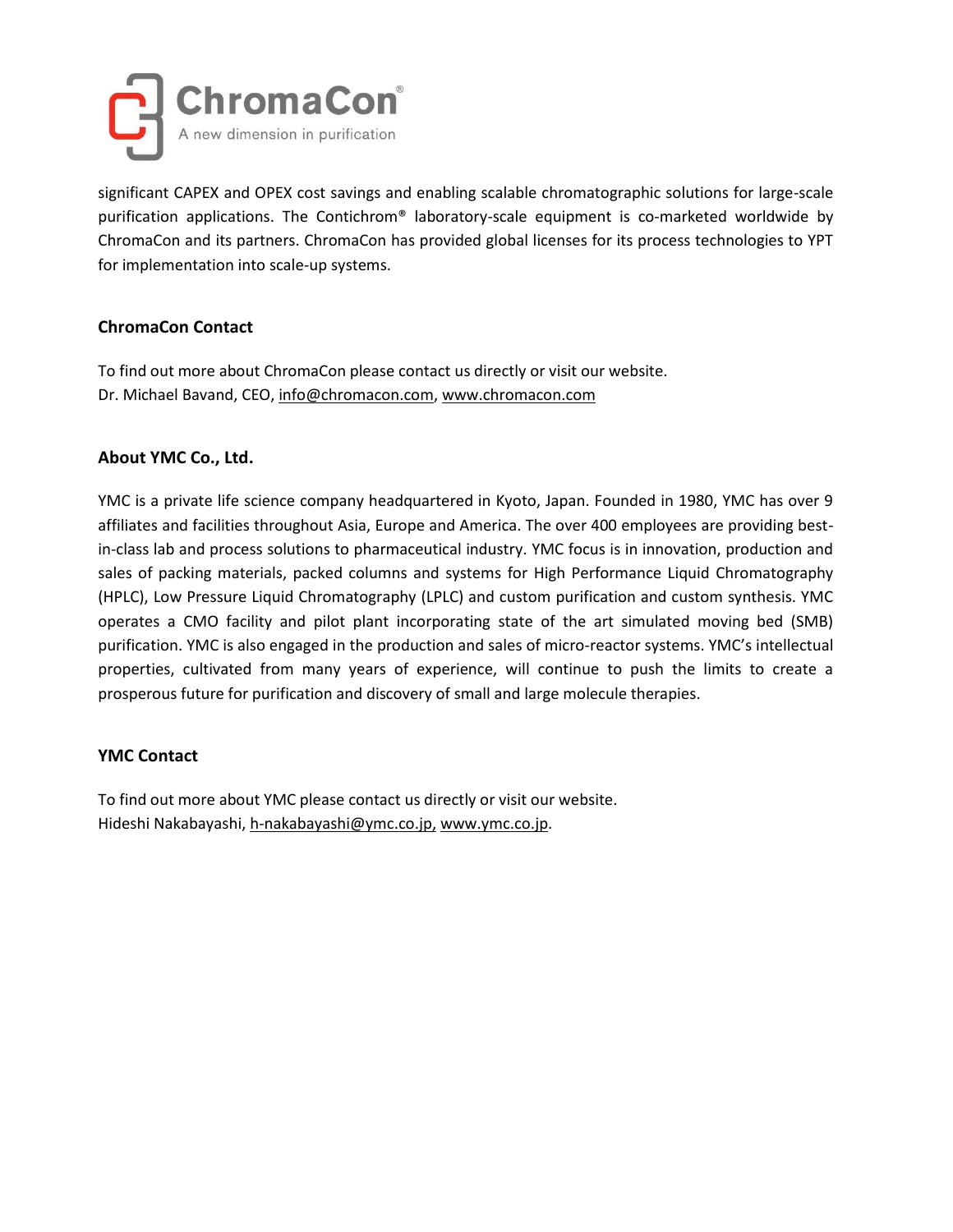significant CAPEX and OPEX cost savings and enabling scalable chromatographic solutions for large-scale purification applications. The Contichrom® laboratory-scale equipment is co-marketed worldwide by ChromaCon and its partners. ChromaCon has provided global licenses for its process technologies to YPT for implementation into scale-up systems.

**ChromaCon Contact**

To find out more about ChromaCon please contact us directly or visit our website.
Dr. Michael Bavand, CEO, info@chromacon.com, www.chromacon.com

**About YMC Co., Ltd.**

YMC is a private life science company headquartered in Kyoto, Japan. Founded in 1980, YMC has over 9 affiliates and facilities throughout Asia, Europe and America. The over 400 employees are providing best-in-class lab and process solutions to pharmaceutical industry. YMC focus is in innovation, production and sales of packing materials, packed columns and systems for High Performance Liquid Chromatography (HPLC), Low Pressure Liquid Chromatography (LPLC) and custom purification and custom synthesis. YMC operates a CMO facility and pilot plant incorporating state of the art simulated moving bed (SMB) purification. YMC is also engaged in the production and sales of micro-reactor systems. YMC's intellectual properties, cultivated from many years of experience, will continue to push the limits to create a prosperous future for purification and discovery of small and large molecule therapies.

**YMC Contact**

To find out more about YMC please contact us directly or visit our website.
Hideshi Nakabayashi, h-nakabayashi@ymc.co.jp, www.ymc.co.jp.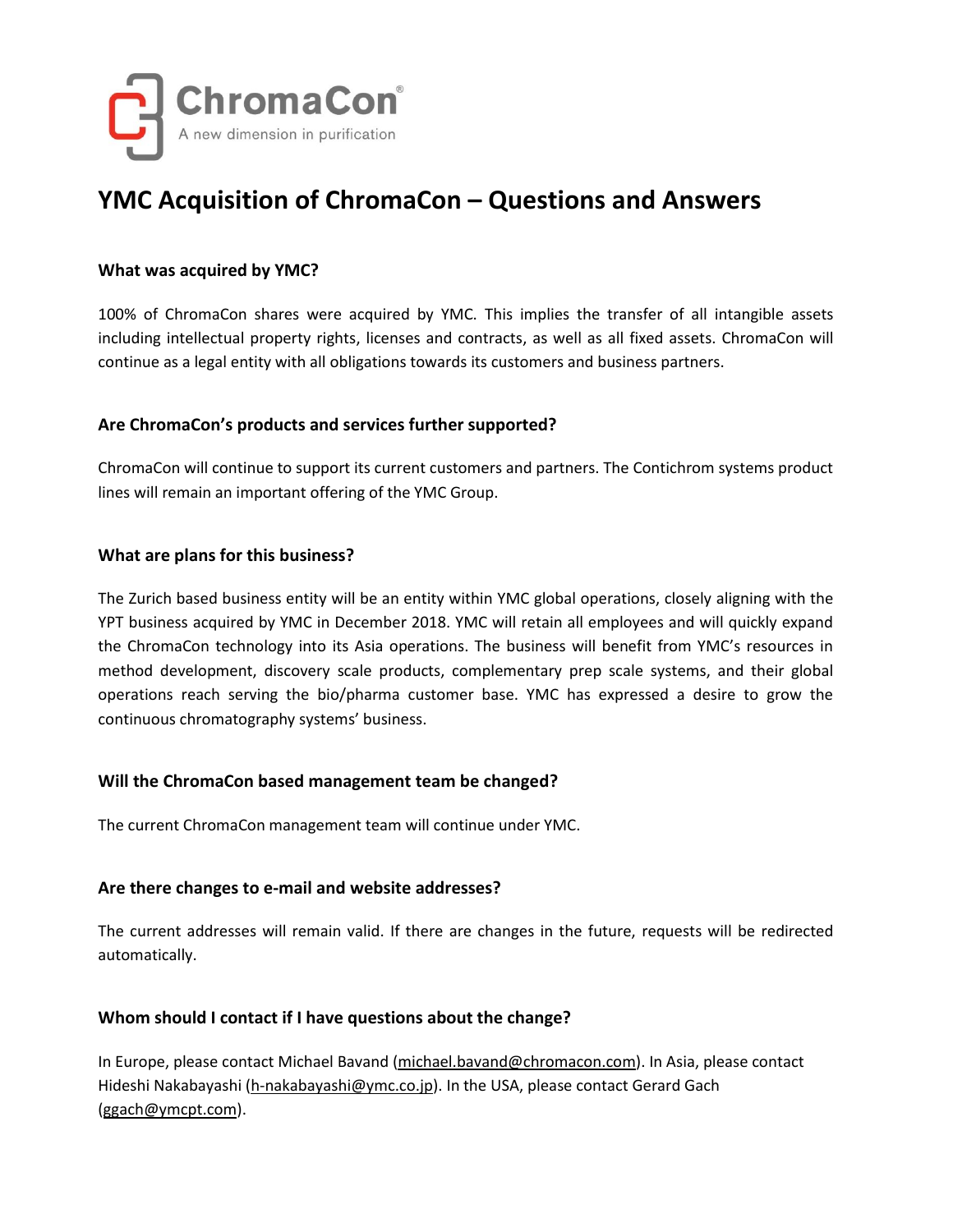ChromaCon®

A new dimension in purification

# YMC Acquisition of ChromaCon – Questions and Answers

### What was acquired by YMC?

100% of ChromaCon shares were acquired by YMC. This implies the transfer of all intangible assets including intellectual property rights, licenses and contracts, as well as all fixed assets. ChromaCon will continue as a legal entity with all obligations towards its customers and business partners.

### Are ChromaCon's products and services further supported?

ChromaCon will continue to support its current customers and partners. The Contichrom systems product lines will remain an important offering of the YMC Group.

### What are plans for this business?

The Zurich based business entity will be an entity within YMC global operations, closely aligning with the YPT business acquired by YMC in December 2018. YMC will retain all employees and will quickly expand the ChromaCon technology into its Asia operations. The business will benefit from YMC's resources in method development, discovery scale products, complementary prep scale systems, and their global operations reach serving the bio/pharma customer base. YMC has expressed a desire to grow the continuous chromatography systems' business.

### Will the ChromaCon based management team be changed?

The current ChromaCon management team will continue under YMC.

### Are there changes to e-mail and website addresses?

The current addresses will remain valid. If there are changes in the future, requests will be redirected automatically.

### Whom should I contact if I have questions about the change?

In Europe, please contact Michael Bavand (michael.bavand@chromacon.com). In Asia, please contact Hideshi Nakabayashi (h-nakabayashi@ymc.co.jp). In the USA, please contact Gerard Gach (ggach@ymcpt.com).